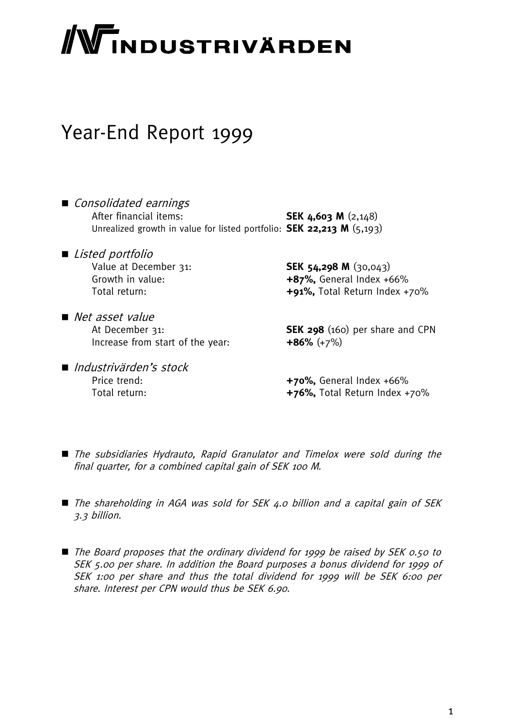# INDUSTRIVÄRDEN

# Year-End Report 1999

- *Consolidated earnings*
  - After financial items: **SEK 4,603 M** (2,148)
  - Unrealized growth in value for listed portfolio: **SEK 22,213 M** (5,193)

- *Listed portfolio*
  - Value at December 31: **SEK 54,298 M** (30,043)
  - Growth in value: **+87%,** General Index +66%
  - Total return: **+91%,** Total Return Index +70%

- *Net asset value*
  - At December 31: **SEK 298** (160) per share and CPN
  - Increase from start of the year: **+86%** (+7%)

- *Industrivärden's stock*
  - Price trend: **+70%,** General Index +66%
  - Total return: **+76%,** Total Return Index +70%

- *The subsidiaries Hydrauto, Rapid Granulator and Timelox were sold during the final quarter, for a combined capital gain of SEK 100 M.*

- *The shareholding in AGA was sold for SEK 4.0 billion and a capital gain of SEK 3.3 billion.*

- *The Board proposes that the ordinary dividend for 1999 be raised by SEK 0.50 to SEK 5.00 per share. In addition the Board purposes a bonus dividend for 1999 of SEK 1:00 per share and thus the total dividend for 1999 will be SEK 6:00 per share. Interest per CPN would thus be SEK 6.90.*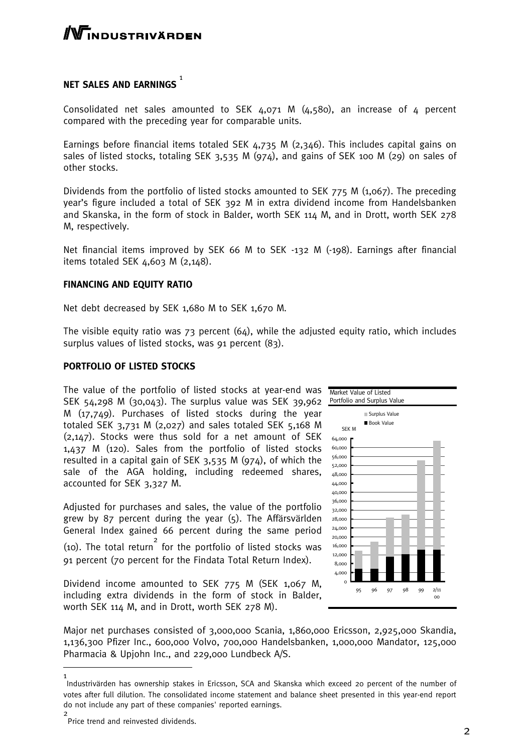## NET SALES AND EARNINGS [1]

Consolidated net sales amounted to SEK 4,071 M (4,580), an increase of 4 percent compared with the preceding year for comparable units.

Earnings before financial items totaled SEK 4,735 M (2,346). This includes capital gains on sales of listed stocks, totaling SEK 3,535 M (974), and gains of SEK 100 M (29) on sales of other stocks.

Dividends from the portfolio of listed stocks amounted to SEK 775 M (1,067). The preceding year's figure included a total of SEK 392 M in extra dividend income from Handelsbanken and Skanska, in the form of stock in Balder, worth SEK 114 M, and in Drott, worth SEK 278 M, respectively.

Net financial items improved by SEK 66 M to SEK -132 M (-198). Earnings after financial items totaled SEK 4,603 M (2,148).

## FINANCING AND EQUITY RATIO

Net debt decreased by SEK 1,680 M to SEK 1,670 M.

The visible equity ratio was 73 percent (64), while the adjusted equity ratio, which includes surplus values of listed stocks, was 91 percent (83).

## PORTFOLIO OF LISTED STOCKS

The value of the portfolio of listed stocks at year-end was SEK 54,298 M (30,043). The surplus value was SEK 39,962 M (17,749). Purchases of listed stocks during the year totaled SEK 3,731 M (2,027) and sales totaled SEK 5,168 M (2,147). Stocks were thus sold for a net amount of SEK 1,437 M (120). Sales from the portfolio of listed stocks resulted in a capital gain of SEK 3,535 M (974), of which the sale of the AGA holding, including redeemed shares, accounted for SEK 3,327 M.

Market Value of Listed Portfolio and Surplus Value

Adjusted for purchases and sales, the value of the portfolio grew by 87 percent during the year (5). The Affärsvärlden General Index gained 66 percent during the same period (10). The total return [2] for the portfolio of listed stocks was 91 percent (70 percent for the Findata Total Return Index).

Dividend income amounted to SEK 775 M (SEK 1,067 M, including extra dividends in the form of stock in Balder, worth SEK 114 M, and in Drott, worth SEK 278 M).

Major net purchases consisted of 3,000,000 Scania, 1,860,000 Ericsson, 2,925,000 Skandia, 1,136,300 Pfizer Inc., 600,000 Volvo, 700,000 Handelsbanken, 1,000,000 Mandator, 125,000 Pharmacia & Upjohn Inc., and 229,000 Lundbeck A/S.

---

[1] Industrivärden has ownership stakes in Ericsson, SCA and Skanska which exceed 20 percent of the number of votes after full dilution. The consolidated income statement and balance sheet presented in this year-end report do not include any part of these companies' reported earnings.

[2] Price trend and reinvested dividends.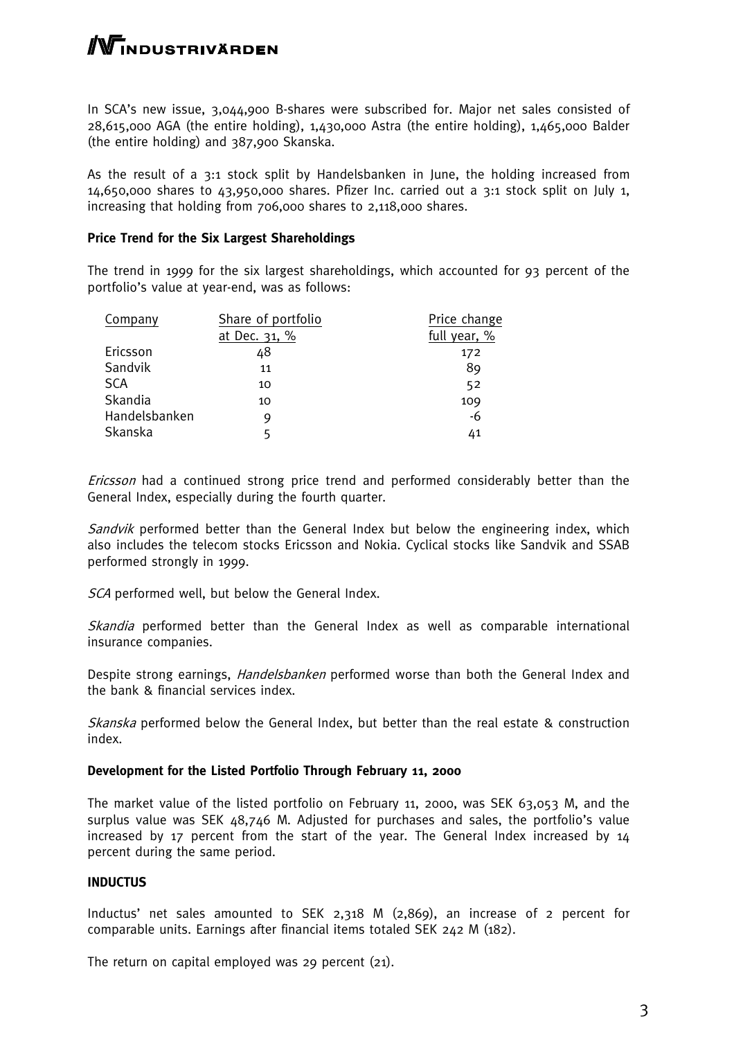In SCA's new issue, 3,044,900 B-shares were subscribed for. Major net sales consisted of 28,615,000 AGA (the entire holding), 1,430,000 Astra (the entire holding), 1,465,000 Balder (the entire holding) and 387,900 Skanska.

As the result of a 3:1 stock split by Handelsbanken in June, the holding increased from 14,650,000 shares to 43,950,000 shares. Pfizer Inc. carried out a 3:1 stock split on July 1, increasing that holding from 706,000 shares to 2,118,000 shares.

**Price Trend for the Six Largest Shareholdings**

The trend in 1999 for the six largest shareholdings, which accounted for 93 percent of the portfolio's value at year-end, was as follows:

| Company | Share of portfolio at Dec. 31, % | Price change full year, % |
|---|---|---|
| Ericsson | 48 | 172 |
| Sandvik | 11 | 89 |
| SCA | 10 | 52 |
| Skandia | 10 | 109 |
| Handelsbanken | 9 | -6 |
| Skanska | 5 | 41 |

*Ericsson* had a continued strong price trend and performed considerably better than the General Index, especially during the fourth quarter.

*Sandvik* performed better than the General Index but below the engineering index, which also includes the telecom stocks Ericsson and Nokia. Cyclical stocks like Sandvik and SSAB performed strongly in 1999.

*SCA* performed well, but below the General Index.

*Skandia* performed better than the General Index as well as comparable international insurance companies.

Despite strong earnings, *Handelsbanken* performed worse than both the General Index and the bank & financial services index.

*Skanska* performed below the General Index, but better than the real estate & construction index.

**Development for the Listed Portfolio Through February 11, 2000**

The market value of the listed portfolio on February 11, 2000, was SEK 63,053 M, and the surplus value was SEK 48,746 M. Adjusted for purchases and sales, the portfolio's value increased by 17 percent from the start of the year. The General Index increased by 14 percent during the same period.

**INDUCTUS**

Inductus' net sales amounted to SEK 2,318 M (2,869), an increase of 2 percent for comparable units. Earnings after financial items totaled SEK 242 M (182).

The return on capital employed was 29 percent (21).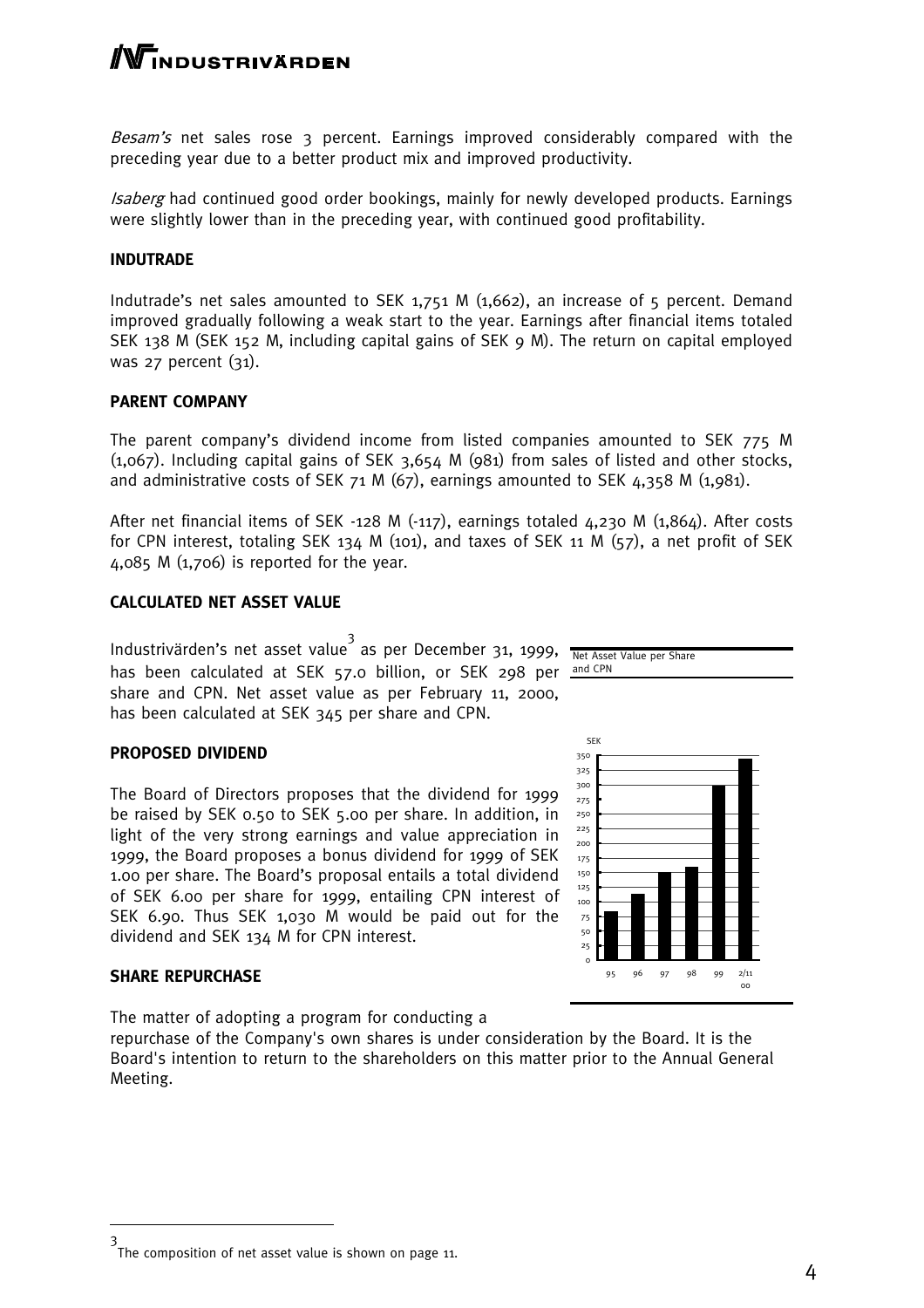*Besam's* net sales rose 3 percent. Earnings improved considerably compared with the preceding year due to a better product mix and improved productivity.

*Isaberg* had continued good order bookings, mainly for newly developed products. Earnings were slightly lower than in the preceding year, with continued good profitability.

**INDUTRADE**

Indutrade's net sales amounted to SEK 1,751 M (1,662), an increase of 5 percent. Demand improved gradually following a weak start to the year. Earnings after financial items totaled SEK 138 M (SEK 152 M, including capital gains of SEK 9 M). The return on capital employed was 27 percent (31).

**PARENT COMPANY**

The parent company's dividend income from listed companies amounted to SEK 775 M (1,067). Including capital gains of SEK 3,654 M (981) from sales of listed and other stocks, and administrative costs of SEK 71 M (67), earnings amounted to SEK 4,358 M (1,981).

After net financial items of SEK -128 M (-117), earnings totaled 4,230 M (1,864). After costs for CPN interest, totaling SEK 134 M (101), and taxes of SEK 11 M (57), a net profit of SEK 4,085 M (1,706) is reported for the year.

**CALCULATED NET ASSET VALUE**

Industrivärden's net asset value[3] as per December 31, 1999, has been calculated at SEK 57.0 billion, or SEK 298 per share and CPN. Net asset value as per February 11, 2000, has been calculated at SEK 345 per share and CPN.

Net Asset Value per Share and CPN

**PROPOSED DIVIDEND**

The Board of Directors proposes that the dividend for 1999 be raised by SEK 0.50 to SEK 5.00 per share. In addition, in light of the very strong earnings and value appreciation in 1999, the Board proposes a bonus dividend for 1999 of SEK 1.00 per share. The Board's proposal entails a total dividend of SEK 6.00 per share for 1999, entailing CPN interest of SEK 6.90. Thus SEK 1,030 M would be paid out for the dividend and SEK 134 M for CPN interest.

**SHARE REPURCHASE**

The matter of adopting a program for conducting a repurchase of the Company's own shares is under consideration by the Board. It is the Board's intention to return to the shareholders on this matter prior to the Annual General Meeting.

[3] The composition of net asset value is shown on page 11.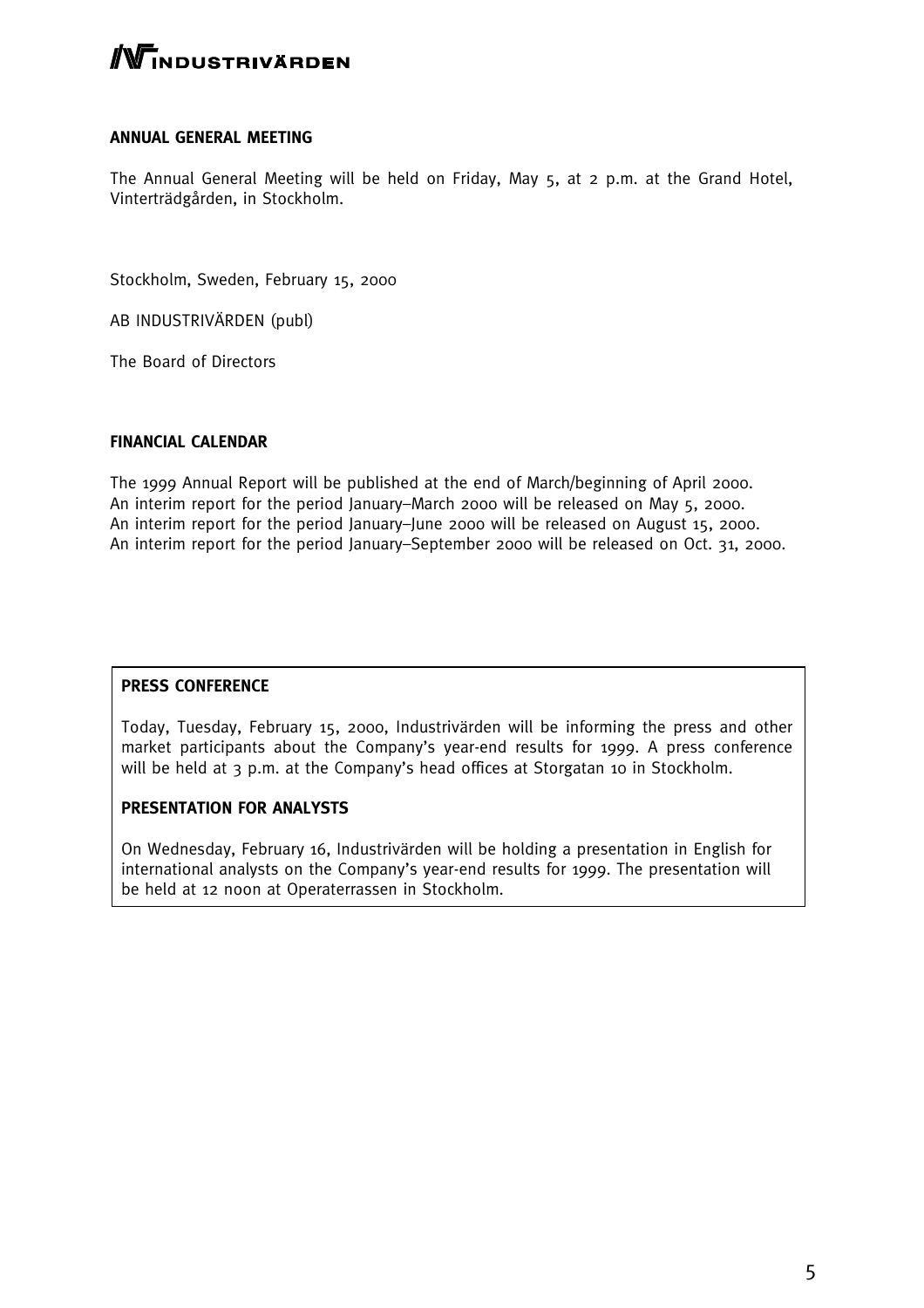## ANNUAL GENERAL MEETING

The Annual General Meeting will be held on Friday, May 5, at 2 p.m. at the Grand Hotel, Vinterträdgården, in Stockholm.

Stockholm, Sweden, February 15, 2000

AB INDUSTRIVÄRDEN (publ)

The Board of Directors

## FINANCIAL CALENDAR

The 1999 Annual Report will be published at the end of March/beginning of April 2000.
An interim report for the period January–March 2000 will be released on May 5, 2000.
An interim report for the period January–June 2000 will be released on August 15, 2000.
An interim report for the period January–September 2000 will be released on Oct. 31, 2000.

## PRESS CONFERENCE

Today, Tuesday, February 15, 2000, Industrivärden will be informing the press and other market participants about the Company's year-end results for 1999. A press conference will be held at 3 p.m. at the Company's head offices at Storgatan 10 in Stockholm.

## PRESENTATION FOR ANALYSTS

On Wednesday, February 16, Industrivärden will be holding a presentation in English for international analysts on the Company's year-end results for 1999. The presentation will be held at 12 noon at Operaterrassen in Stockholm.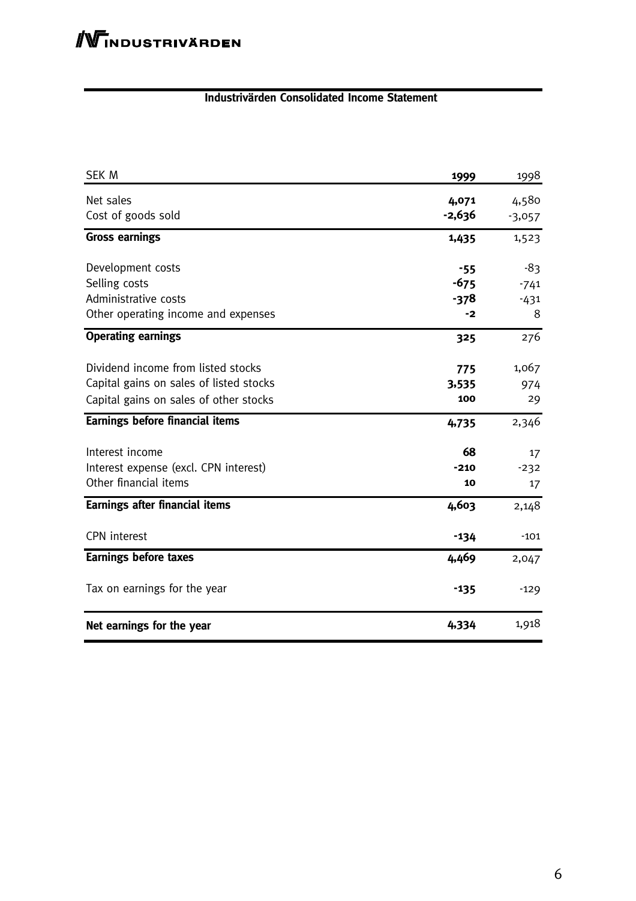## Industrivärden Consolidated Income Statement

| SEK M | 1999 | 1998 |
|---|---|---|
| Net sales | 4,071 | 4,580 |
| Cost of goods sold | -2,636 | -3,057 |
| **Gross earnings** | **1,435** | 1,523 |
| Development costs | -55 | -83 |
| Selling costs | -675 | -741 |
| Administrative costs | -378 | -431 |
| Other operating income and expenses | -2 | 8 |
| **Operating earnings** | **325** | 276 |
| Dividend income from listed stocks | 775 | 1,067 |
| Capital gains on sales of listed stocks | 3,535 | 974 |
| Capital gains on sales of other stocks | 100 | 29 |
| **Earnings before financial items** | **4,735** | 2,346 |
| Interest income | 68 | 17 |
| Interest expense (excl. CPN interest) | -210 | -232 |
| Other financial items | 10 | 17 |
| **Earnings after financial items** | **4,603** | 2,148 |
| CPN interest | -134 | -101 |
| **Earnings before taxes** | **4,469** | 2,047 |
| Tax on earnings for the year | -135 | -129 |
| **Net earnings for the year** | **4,334** | 1,918 |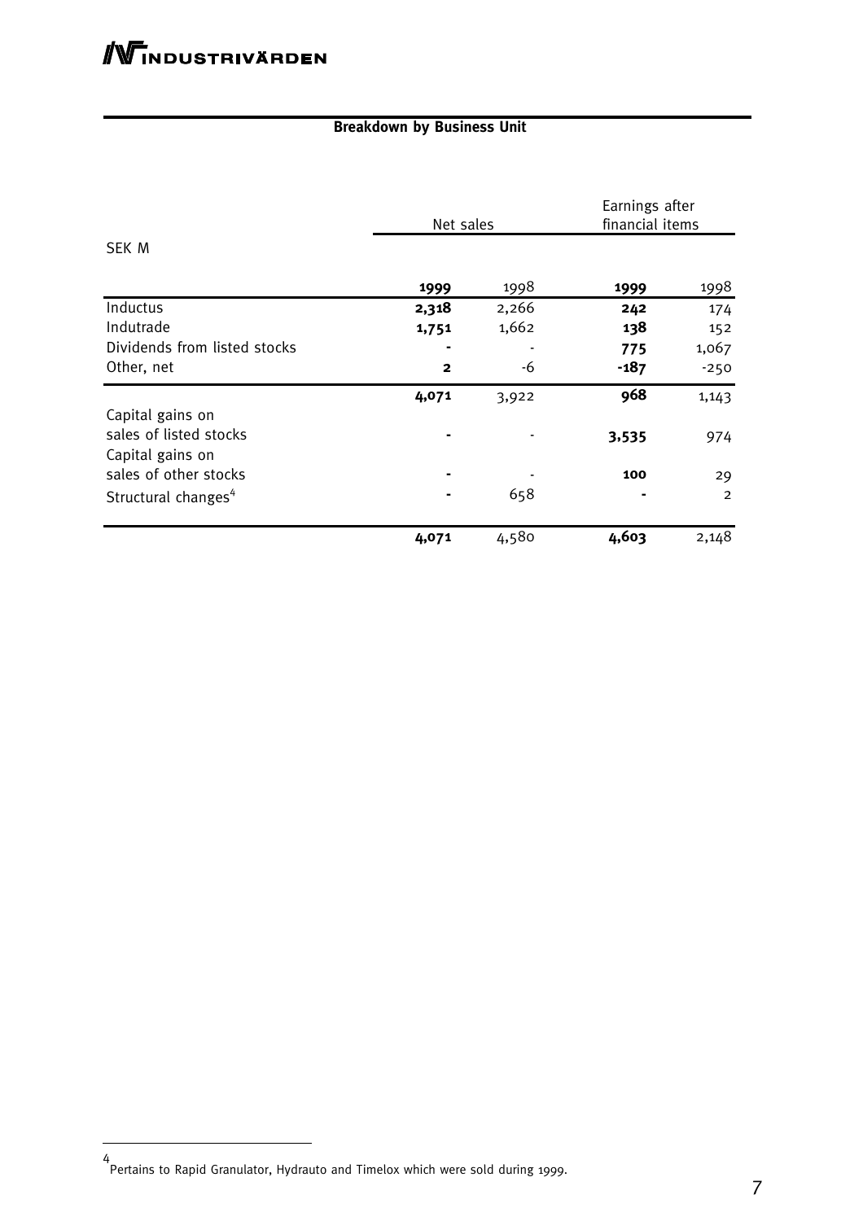## Breakdown by Business Unit

| SEK M | Net sales | | Earnings after financial items | |
|---|---|---|---|---|
| | **1999** | 1998 | **1999** | 1998 |
| Inductus | **2,318** | 2,266 | **242** | 174 |
| Indutrade | **1,751** | 1,662 | **138** | 152 |
| Dividends from listed stocks | **-** | - | **775** | 1,067 |
| Other, net | **2** | -6 | **-187** | -250 |
| | **4,071** | 3,922 | **968** | 1,143 |
| Capital gains on sales of listed stocks | **-** | - | **3,535** | 974 |
| Capital gains on sales of other stocks | **-** | - | **100** | 29 |
| Structural changes[4] | **-** | 658 | **-** | 2 |
| | **4,071** | 4,580 | **4,603** | 2,148 |

[4] Pertains to Rapid Granulator, Hydrauto and Timelox which were sold during 1999.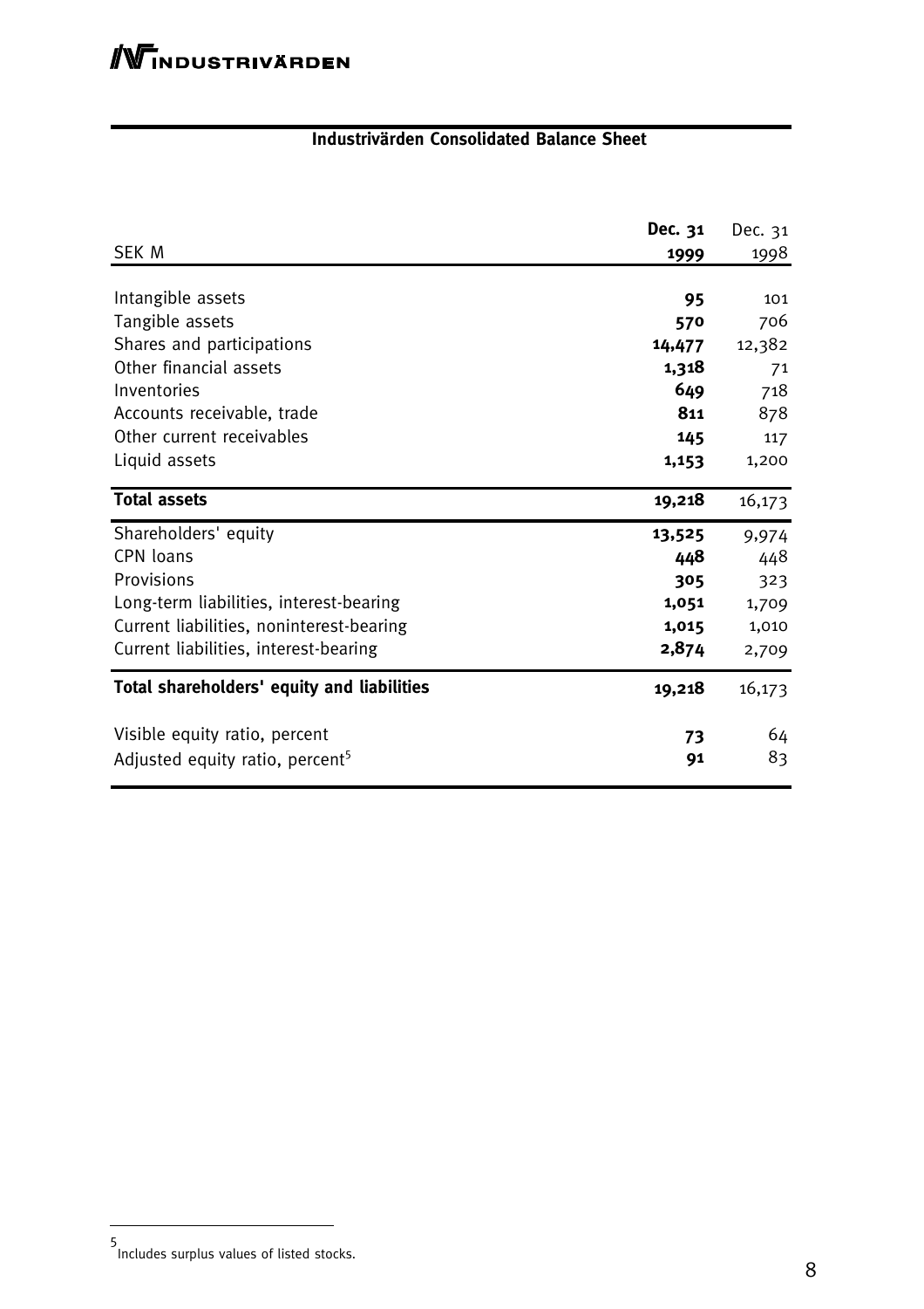## Industrivärden Consolidated Balance Sheet

| SEK M | Dec. 31 1999 | Dec. 31 1998 |
|---|---|---|
| Intangible assets | **95** | 101 |
| Tangible assets | **570** | 706 |
| Shares and participations | **14,477** | 12,382 |
| Other financial assets | **1,318** | 71 |
| Inventories | **649** | 718 |
| Accounts receivable, trade | **811** | 878 |
| Other current receivables | **145** | 117 |
| Liquid assets | **1,153** | 1,200 |
| **Total assets** | **19,218** | 16,173 |
| Shareholders' equity | **13,525** | 9,974 |
| CPN loans | **448** | 448 |
| Provisions | **305** | 323 |
| Long-term liabilities, interest-bearing | **1,051** | 1,709 |
| Current liabilities, noninterest-bearing | **1,015** | 1,010 |
| Current liabilities, interest-bearing | **2,874** | 2,709 |
| **Total shareholders' equity and liabilities** | **19,218** | 16,173 |
| Visible equity ratio, percent | **73** | 64 |
| Adjusted equity ratio, percent[5] | **91** | 83 |

[5] Includes surplus values of listed stocks.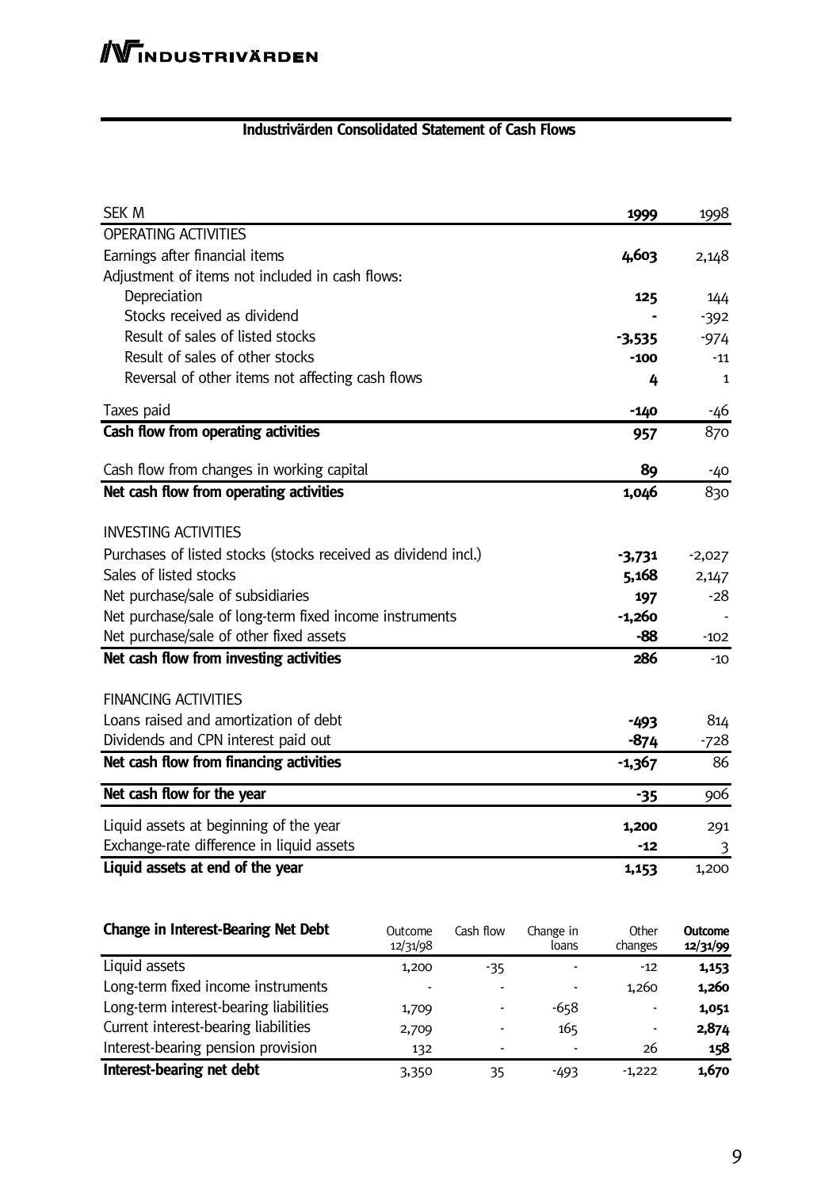## Industrivärden Consolidated Statement of Cash Flows

| SEK M | **1999** | 1998 |
|---|---|---|
| OPERATING ACTIVITIES | | |
| Earnings after financial items | **4,603** | 2,148 |
| Adjustment of items not included in cash flows: | | |
| Depreciation | **125** | 144 |
| Stocks received as dividend | **-** | -392 |
| Result of sales of listed stocks | **-3,535** | -974 |
| Result of sales of other stocks | **-100** | -11 |
| Reversal of other items not affecting cash flows | **4** | 1 |
| Taxes paid | **-140** | -46 |
| **Cash flow from operating activities** | **957** | 870 |
| Cash flow from changes in working capital | **89** | -40 |
| **Net cash flow from operating activities** | **1,046** | 830 |
| INVESTING ACTIVITIES | | |
| Purchases of listed stocks (stocks received as dividend incl.) | **-3,731** | -2,027 |
| Sales of listed stocks | **5,168** | 2,147 |
| Net purchase/sale of subsidiaries | **197** | -28 |
| Net purchase/sale of long-term fixed income instruments | **-1,260** | - |
| Net purchase/sale of other fixed assets | **-88** | -102 |
| **Net cash flow from investing activities** | **286** | -10 |
| FINANCING ACTIVITIES | | |
| Loans raised and amortization of debt | **-493** | 814 |
| Dividends and CPN interest paid out | **-874** | -728 |
| **Net cash flow from financing activities** | **-1,367** | 86 |
| **Net cash flow for the year** | **-35** | 906 |
| Liquid assets at beginning of the year | **1,200** | 291 |
| Exchange-rate difference in liquid assets | **-12** | 3 |
| **Liquid assets at end of the year** | **1,153** | 1,200 |

| **Change in Interest-Bearing Net Debt** | Outcome 12/31/98 | Cash flow | Change in loans | Other changes | **Outcome 12/31/99** |
|---|---|---|---|---|---|
| Liquid assets | 1,200 | -35 | - | -12 | **1,153** |
| Long-term fixed income instruments | - | - | - | 1,260 | **1,260** |
| Long-term interest-bearing liabilities | 1,709 | - | -658 | - | **1,051** |
| Current interest-bearing liabilities | 2,709 | - | 165 | - | **2,874** |
| Interest-bearing pension provision | 132 | - | - | 26 | **158** |
| **Interest-bearing net debt** | 3,350 | 35 | -493 | -1,222 | **1,670** |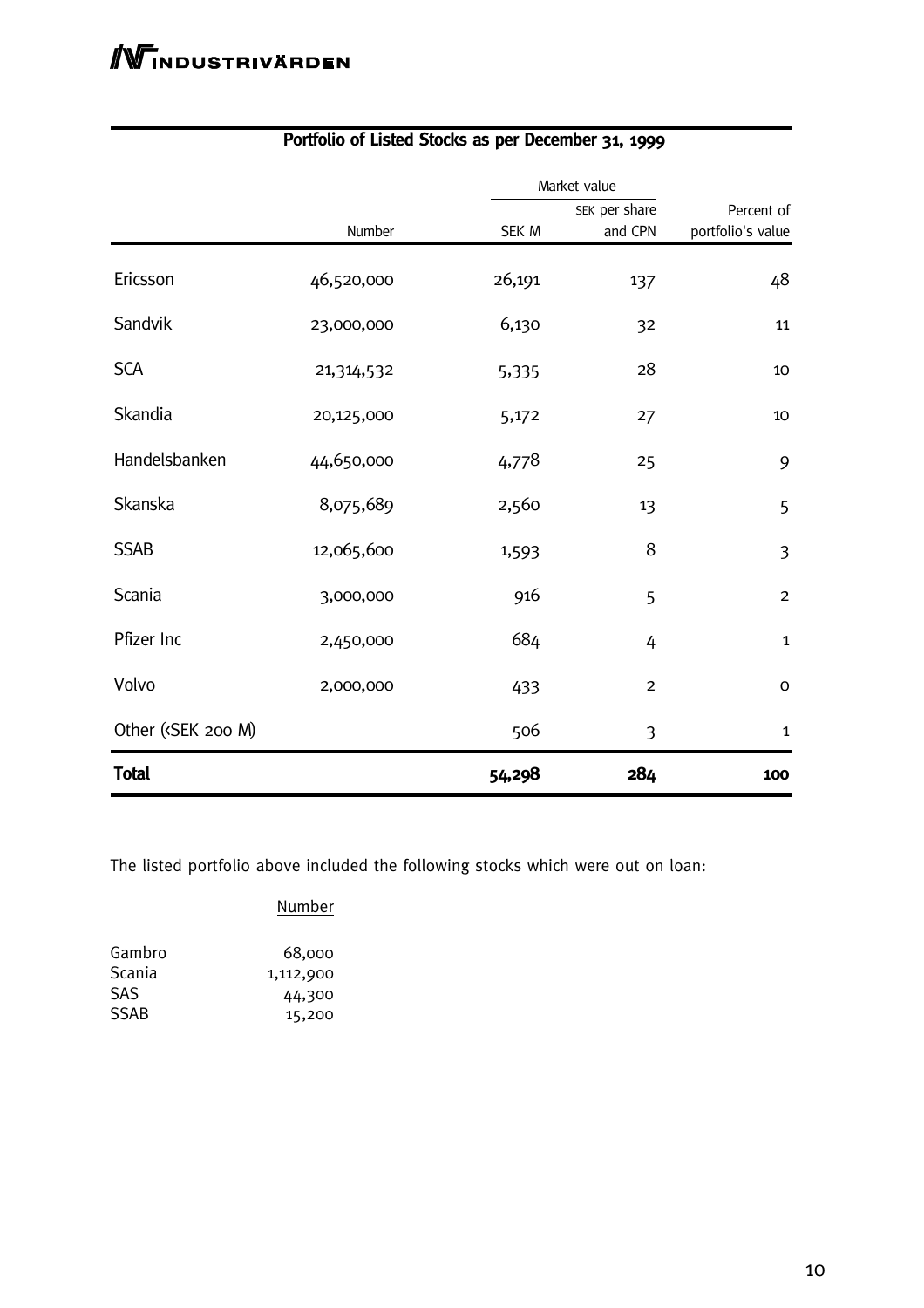## Portfolio of Listed Stocks as per December 31, 1999

| | Number | Market value | | Percent of portfolio's value |
|---|---|---|---|---|
| | | SEK M | SEK per share and CPN | |
| Ericsson | 46,520,000 | 26,191 | 137 | 48 |
| Sandvik | 23,000,000 | 6,130 | 32 | 11 |
| SCA | 21,314,532 | 5,335 | 28 | 10 |
| Skandia | 20,125,000 | 5,172 | 27 | 10 |
| Handelsbanken | 44,650,000 | 4,778 | 25 | 9 |
| Skanska | 8,075,689 | 2,560 | 13 | 5 |
| SSAB | 12,065,600 | 1,593 | 8 | 3 |
| Scania | 3,000,000 | 916 | 5 | 2 |
| Pfizer Inc | 2,450,000 | 684 | 4 | 1 |
| Volvo | 2,000,000 | 433 | 2 | 0 |
| Other (<SEK 200 M) | | 506 | 3 | 1 |
| **Total** | | **54,298** | **284** | **100** |

The listed portfolio above included the following stocks which were out on loan:

| | Number |
|---|---|
| Gambro | 68,000 |
| Scania | 1,112,900 |
| SAS | 44,300 |
| SSAB | 15,200 |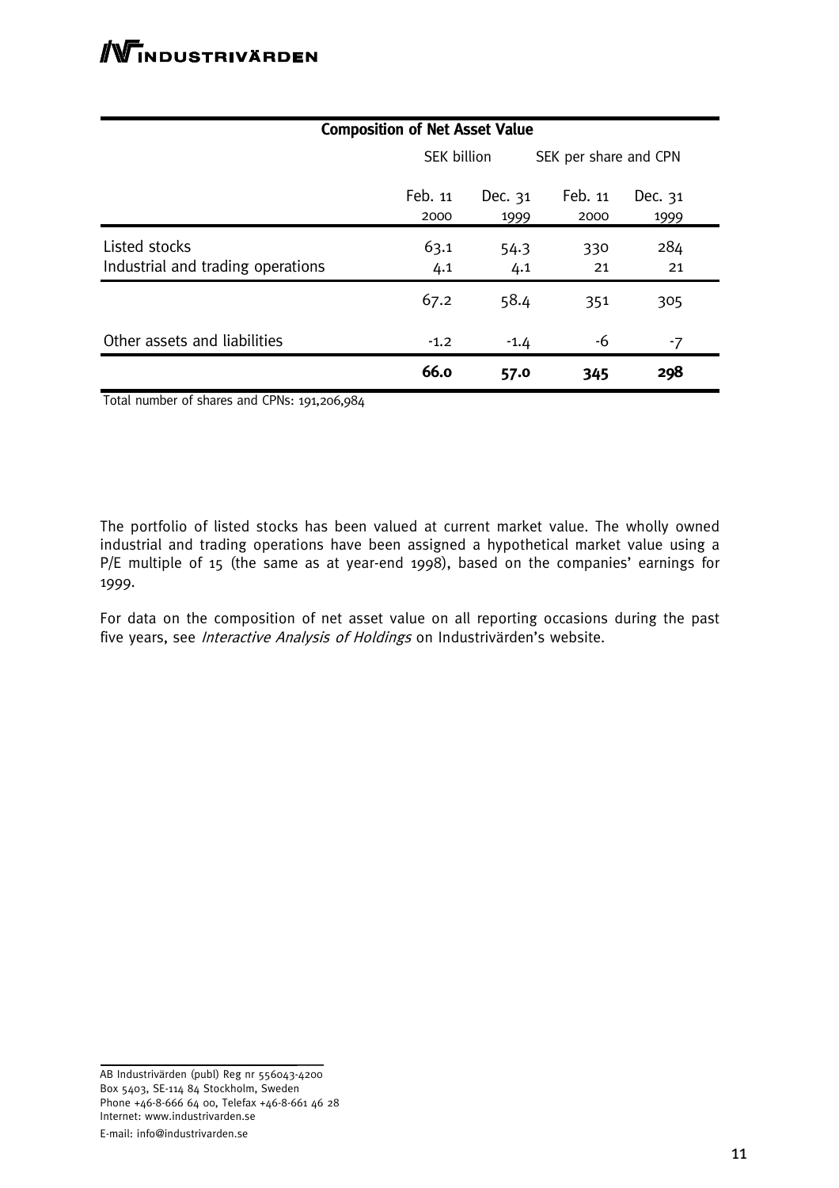| Composition of Net Asset Value | | | | |
|---|---|---|---|---|
| | SEK billion | | SEK per share and CPN | |
| | Feb. 11 2000 | Dec. 31 1999 | Feb. 11 2000 | Dec. 31 1999 |
| Listed stocks | 63.1 | 54.3 | 330 | 284 |
| Industrial and trading operations | 4.1 | 4.1 | 21 | 21 |
| | 67.2 | 58.4 | 351 | 305 |
| Other assets and liabilities | -1.2 | -1.4 | -6 | -7 |
| | **66.0** | **57.0** | **345** | **298** |

Total number of shares and CPNs: 191,206,984

The portfolio of listed stocks has been valued at current market value. The wholly owned industrial and trading operations have been assigned a hypothetical market value using a P/E multiple of 15 (the same as at year-end 1998), based on the companies' earnings for 1999.

For data on the composition of net asset value on all reporting occasions during the past five years, see *Interactive Analysis of Holdings* on Industrivärden's website.

AB Industrivärden (publ) Reg nr 556043-4200
Box 5403, SE-114 84 Stockholm, Sweden
Phone +46-8-666 64 00, Telefax +46-8-661 46 28
Internet: www.industrivarden.se
E-mail: info@industrivarden.se